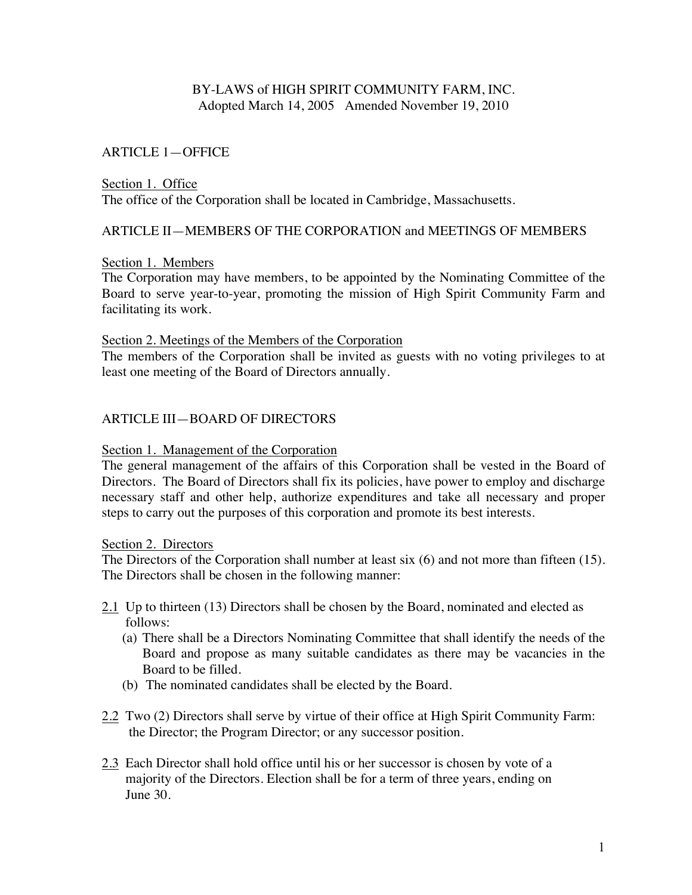# BY-LAWS of HIGH SPIRIT COMMUNITY FARM, INC.

Adopted March 14, 2005 Amended November 19, 2010

## ARTICLE 1—OFFICE

Section 1. Office

The office of the Corporation shall be located in Cambridge, Massachusetts.

## ARTICLE II—MEMBERS OF THE CORPORATION and MEETINGS OF MEMBERS

Section 1. Members

The Corporation may have members, to be appointed by the Nominating Committee of the Board to serve year-to-year, promoting the mission of High Spirit Community Farm and facilitating its work.

Section 2. Meetings of the Members of the Corporation

The members of the Corporation shall be invited as guests with no voting privileges to at least one meeting of the Board of Directors annually.

## ARTICLE III—BOARD OF DIRECTORS

Section 1. Management of the Corporation

The general management of the affairs of this Corporation shall be vested in the Board of Directors. The Board of Directors shall fix its policies, have power to employ and discharge necessary staff and other help, authorize expenditures and take all necessary and proper steps to carry out the purposes of this corporation and promote its best interests.

Section 2. Directors

The Directors of the Corporation shall number at least six (6) and not more than fifteen (15). The Directors shall be chosen in the following manner:

2.1 Up to thirteen (13) Directors shall be chosen by the Board, nominated and elected as follows:

- (a) There shall be a Directors Nominating Committee that shall identify the needs of the Board and propose as many suitable candidates as there may be vacancies in the Board to be filled.
- (b) The nominated candidates shall be elected by the Board.

2.2 Two (2) Directors shall serve by virtue of their office at High Spirit Community Farm: the Director; the Program Director; or any successor position.

2.3 Each Director shall hold office until his or her successor is chosen by vote of a majority of the Directors. Election shall be for a term of three years, ending on June 30.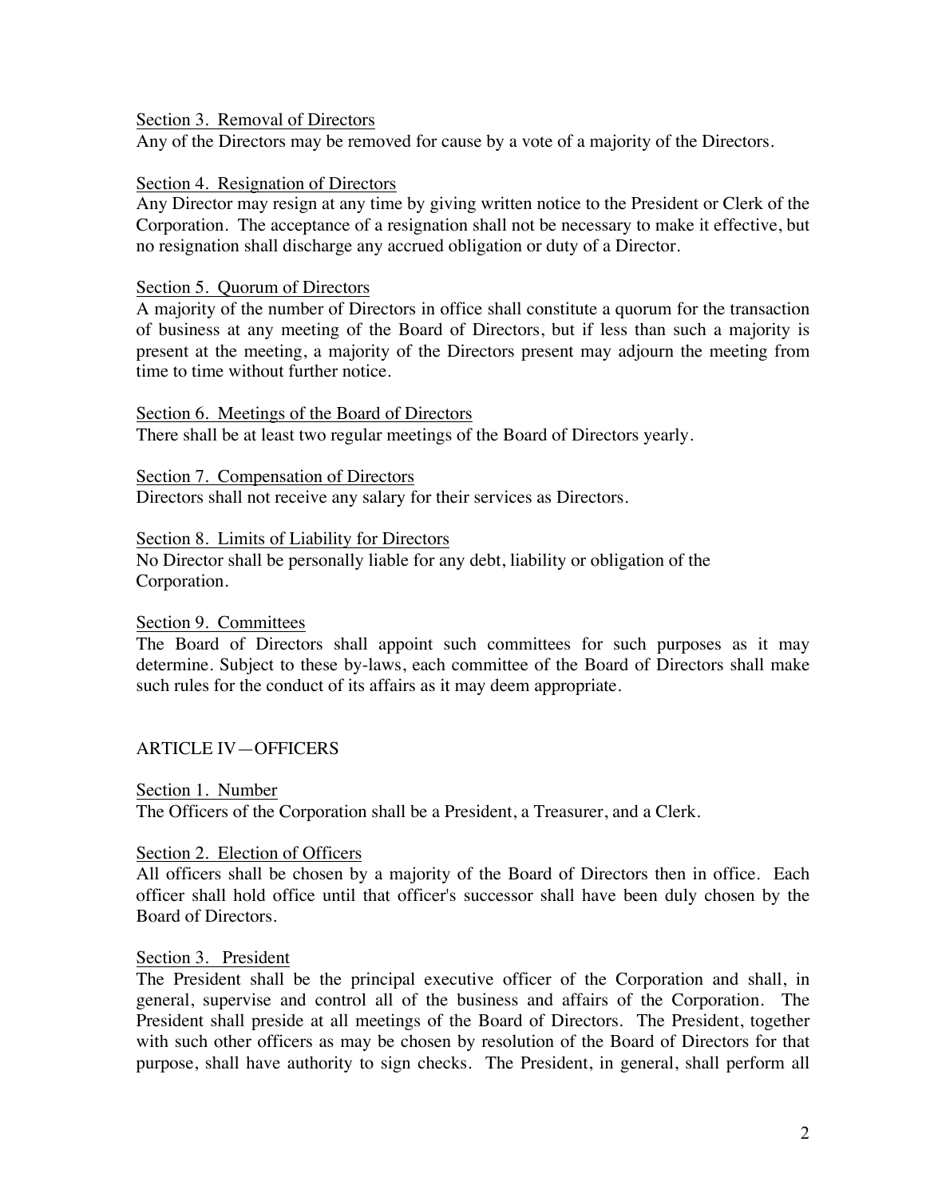Section 3. Removal of Directors

Any of the Directors may be removed for cause by a vote of a majority of the Directors.

Section 4. Resignation of Directors

Any Director may resign at any time by giving written notice to the President or Clerk of the Corporation. The acceptance of a resignation shall not be necessary to make it effective, but no resignation shall discharge any accrued obligation or duty of a Director.

Section 5. Quorum of Directors

A majority of the number of Directors in office shall constitute a quorum for the transaction of business at any meeting of the Board of Directors, but if less than such a majority is present at the meeting, a majority of the Directors present may adjourn the meeting from time to time without further notice.

Section 6. Meetings of the Board of Directors

There shall be at least two regular meetings of the Board of Directors yearly.

Section 7. Compensation of Directors

Directors shall not receive any salary for their services as Directors.

Section 8. Limits of Liability for Directors

No Director shall be personally liable for any debt, liability or obligation of the Corporation.

Section 9. Committees

The Board of Directors shall appoint such committees for such purposes as it may determine. Subject to these by-laws, each committee of the Board of Directors shall make such rules for the conduct of its affairs as it may deem appropriate.

## ARTICLE IV—OFFICERS

Section 1. Number

The Officers of the Corporation shall be a President, a Treasurer, and a Clerk.

Section 2. Election of Officers

All officers shall be chosen by a majority of the Board of Directors then in office. Each officer shall hold office until that officer's successor shall have been duly chosen by the Board of Directors.

Section 3. President

The President shall be the principal executive officer of the Corporation and shall, in general, supervise and control all of the business and affairs of the Corporation. The President shall preside at all meetings of the Board of Directors. The President, together with such other officers as may be chosen by resolution of the Board of Directors for that purpose, shall have authority to sign checks. The President, in general, shall perform all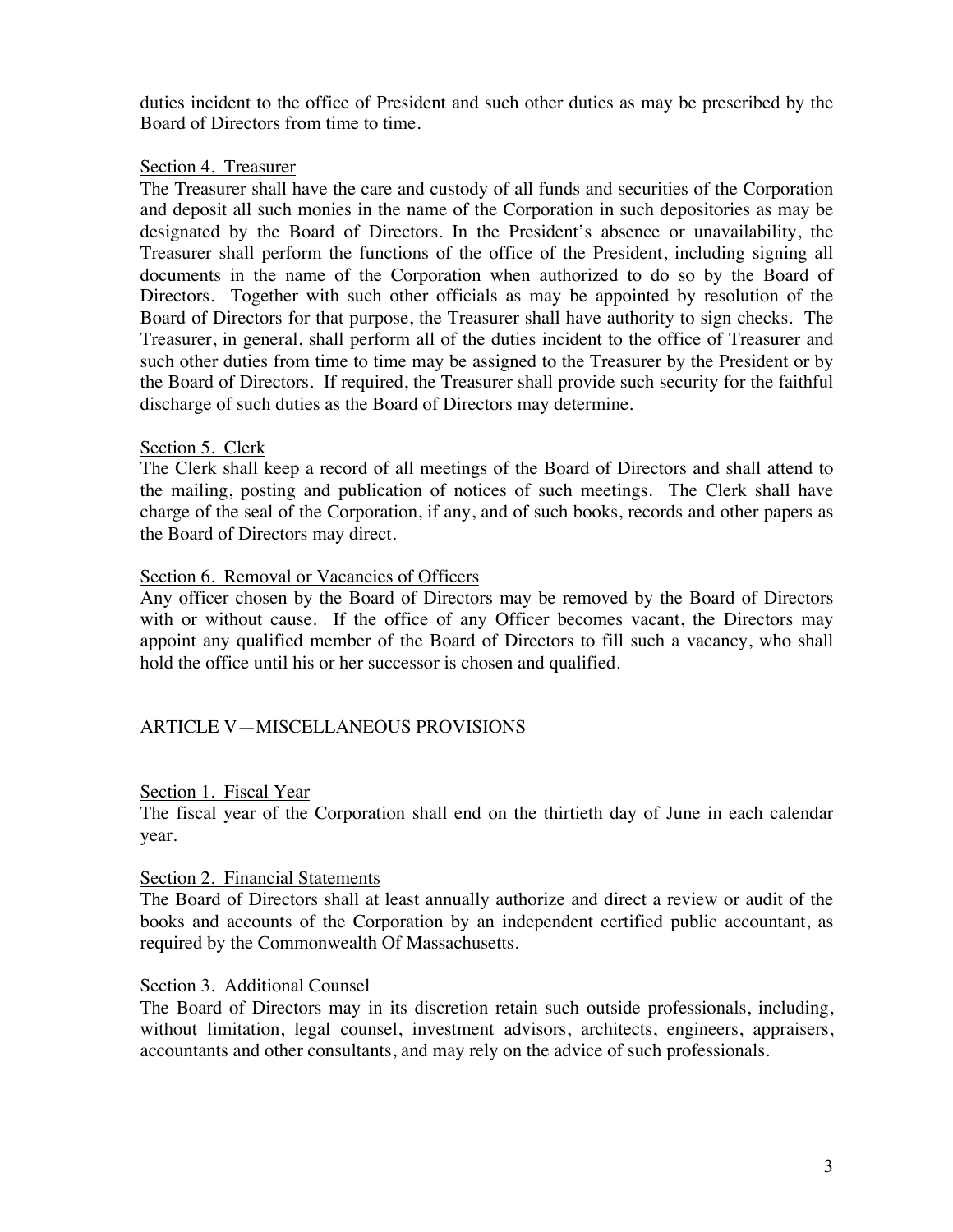duties incident to the office of President and such other duties as may be prescribed by the Board of Directors from time to time.

Section 4. Treasurer

The Treasurer shall have the care and custody of all funds and securities of the Corporation and deposit all such monies in the name of the Corporation in such depositories as may be designated by the Board of Directors. In the President's absence or unavailability, the Treasurer shall perform the functions of the office of the President, including signing all documents in the name of the Corporation when authorized to do so by the Board of Directors. Together with such other officials as may be appointed by resolution of the Board of Directors for that purpose, the Treasurer shall have authority to sign checks. The Treasurer, in general, shall perform all of the duties incident to the office of Treasurer and such other duties from time to time may be assigned to the Treasurer by the President or by the Board of Directors. If required, the Treasurer shall provide such security for the faithful discharge of such duties as the Board of Directors may determine.

Section 5. Clerk

The Clerk shall keep a record of all meetings of the Board of Directors and shall attend to the mailing, posting and publication of notices of such meetings. The Clerk shall have charge of the seal of the Corporation, if any, and of such books, records and other papers as the Board of Directors may direct.

Section 6. Removal or Vacancies of Officers

Any officer chosen by the Board of Directors may be removed by the Board of Directors with or without cause. If the office of any Officer becomes vacant, the Directors may appoint any qualified member of the Board of Directors to fill such a vacancy, who shall hold the office until his or her successor is chosen and qualified.

## ARTICLE V—MISCELLANEOUS PROVISIONS

Section 1. Fiscal Year

The fiscal year of the Corporation shall end on the thirtieth day of June in each calendar year.

Section 2. Financial Statements

The Board of Directors shall at least annually authorize and direct a review or audit of the books and accounts of the Corporation by an independent certified public accountant, as required by the Commonwealth Of Massachusetts.

Section 3. Additional Counsel

The Board of Directors may in its discretion retain such outside professionals, including, without limitation, legal counsel, investment advisors, architects, engineers, appraisers, accountants and other consultants, and may rely on the advice of such professionals.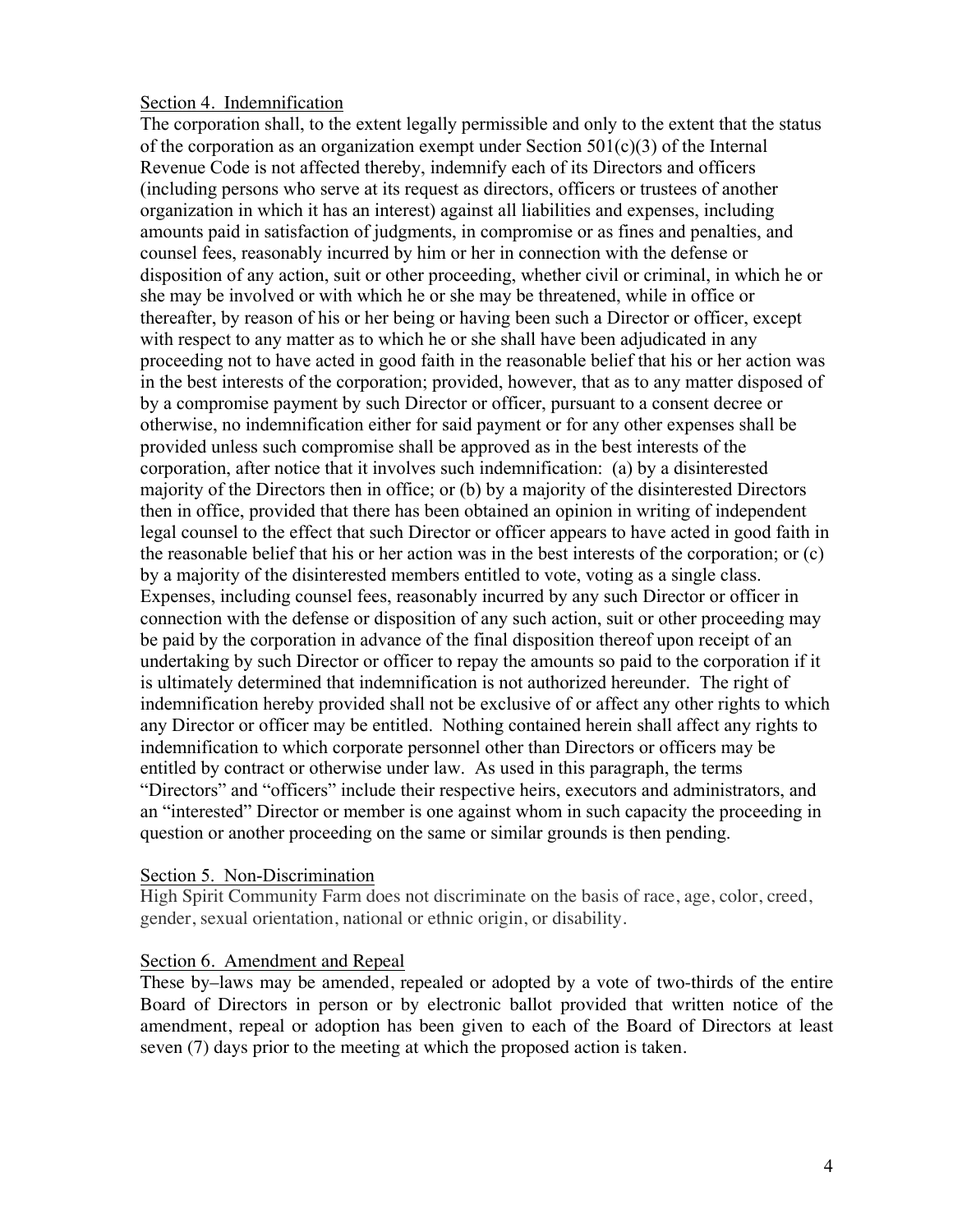Section 4. Indemnification

The corporation shall, to the extent legally permissible and only to the extent that the status of the corporation as an organization exempt under Section 501(c)(3) of the Internal Revenue Code is not affected thereby, indemnify each of its Directors and officers (including persons who serve at its request as directors, officers or trustees of another organization in which it has an interest) against all liabilities and expenses, including amounts paid in satisfaction of judgments, in compromise or as fines and penalties, and counsel fees, reasonably incurred by him or her in connection with the defense or disposition of any action, suit or other proceeding, whether civil or criminal, in which he or she may be involved or with which he or she may be threatened, while in office or thereafter, by reason of his or her being or having been such a Director or officer, except with respect to any matter as to which he or she shall have been adjudicated in any proceeding not to have acted in good faith in the reasonable belief that his or her action was in the best interests of the corporation; provided, however, that as to any matter disposed of by a compromise payment by such Director or officer, pursuant to a consent decree or otherwise, no indemnification either for said payment or for any other expenses shall be provided unless such compromise shall be approved as in the best interests of the corporation, after notice that it involves such indemnification: (a) by a disinterested majority of the Directors then in office; or (b) by a majority of the disinterested Directors then in office, provided that there has been obtained an opinion in writing of independent legal counsel to the effect that such Director or officer appears to have acted in good faith in the reasonable belief that his or her action was in the best interests of the corporation; or (c) by a majority of the disinterested members entitled to vote, voting as a single class. Expenses, including counsel fees, reasonably incurred by any such Director or officer in connection with the defense or disposition of any such action, suit or other proceeding may be paid by the corporation in advance of the final disposition thereof upon receipt of an undertaking by such Director or officer to repay the amounts so paid to the corporation if it is ultimately determined that indemnification is not authorized hereunder. The right of indemnification hereby provided shall not be exclusive of or affect any other rights to which any Director or officer may be entitled. Nothing contained herein shall affect any rights to indemnification to which corporate personnel other than Directors or officers may be entitled by contract or otherwise under law. As used in this paragraph, the terms "Directors" and "officers" include their respective heirs, executors and administrators, and an "interested" Director or member is one against whom in such capacity the proceeding in question or another proceeding on the same or similar grounds is then pending.

Section 5. Non-Discrimination

High Spirit Community Farm does not discriminate on the basis of race, age, color, creed, gender, sexual orientation, national or ethnic origin, or disability.

Section 6. Amendment and Repeal

These by–laws may be amended, repealed or adopted by a vote of two-thirds of the entire Board of Directors in person or by electronic ballot provided that written notice of the amendment, repeal or adoption has been given to each of the Board of Directors at least seven (7) days prior to the meeting at which the proposed action is taken.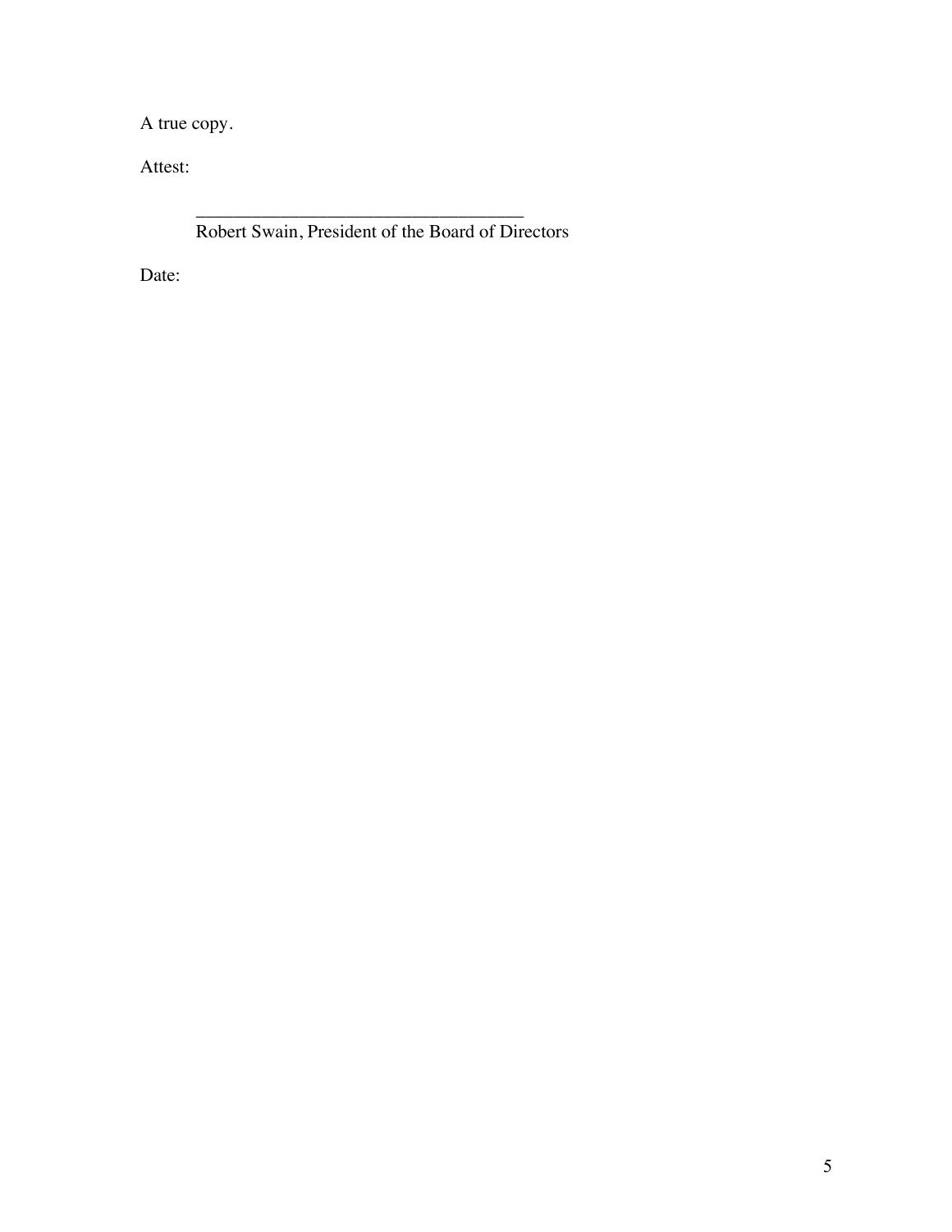A true copy.

Attest:

\_\_\_\_\_\_\_\_\_\_\_\_\_\_\_\_\_\_\_\_\_\_\_\_\_\_\_\_\_\_\_\_\_\_\_
Robert Swain, President of the Board of Directors

Date: